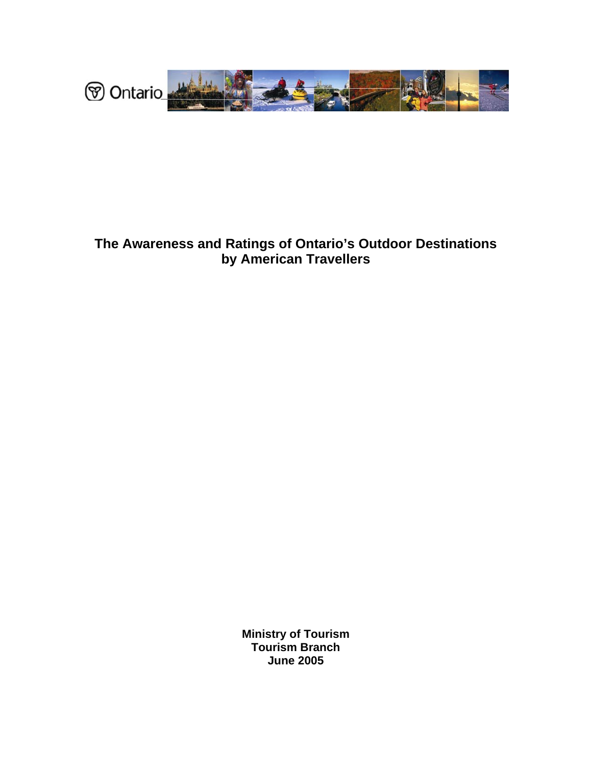Ontario

# The Awareness and Ratings of Ontario's Outdoor Destinations by American Travellers

**Ministry of Tourism**
**Tourism Branch**
**June 2005**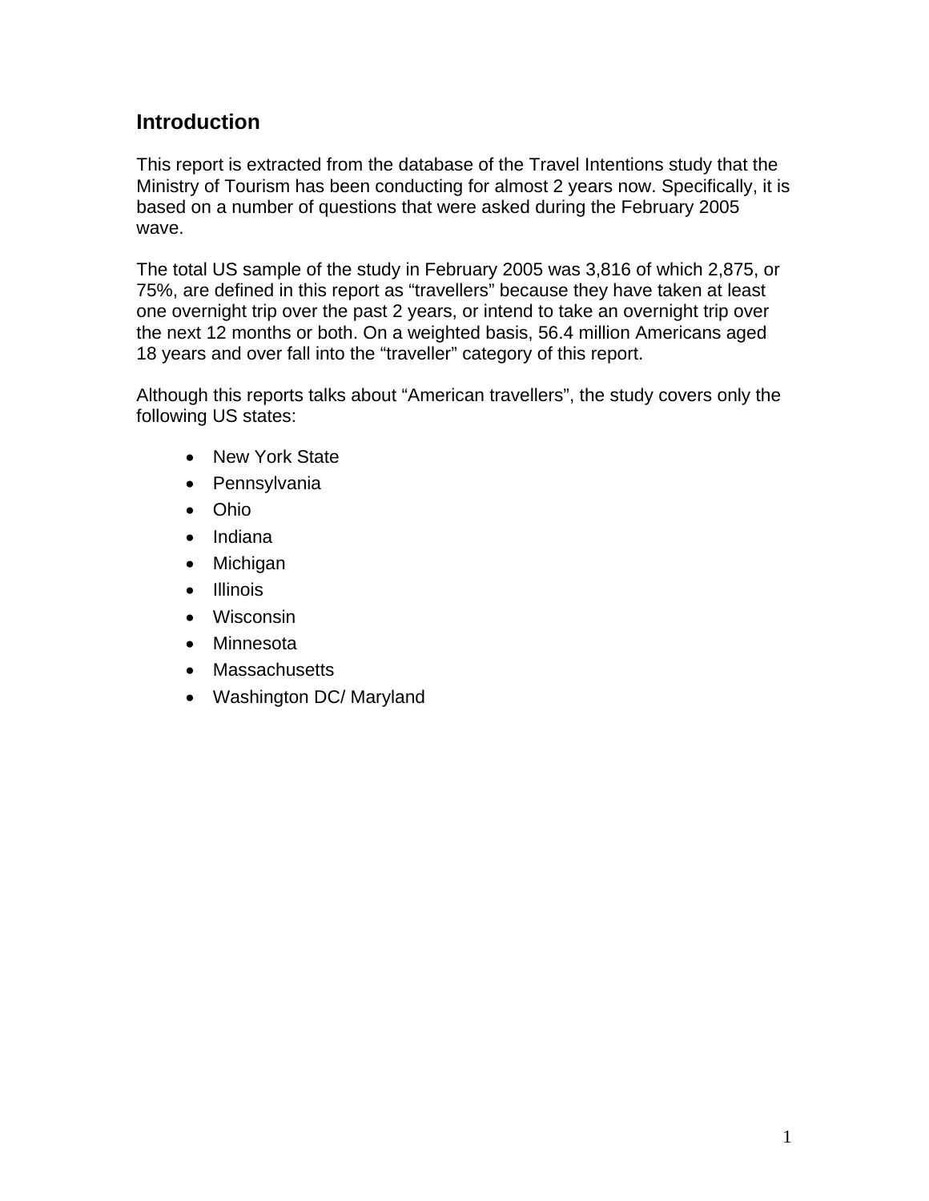## Introduction

This report is extracted from the database of the Travel Intentions study that the Ministry of Tourism has been conducting for almost 2 years now. Specifically, it is based on a number of questions that were asked during the February 2005 wave.

The total US sample of the study in February 2005 was 3,816 of which 2,875, or 75%, are defined in this report as "travellers" because they have taken at least one overnight trip over the past 2 years, or intend to take an overnight trip over the next 12 months or both. On a weighted basis, 56.4 million Americans aged 18 years and over fall into the "traveller" category of this report.

Although this reports talks about "American travellers", the study covers only the following US states:

- New York State
- Pennsylvania
- Ohio
- Indiana
- Michigan
- Illinois
- Wisconsin
- Minnesota
- Massachusetts
- Washington DC/ Maryland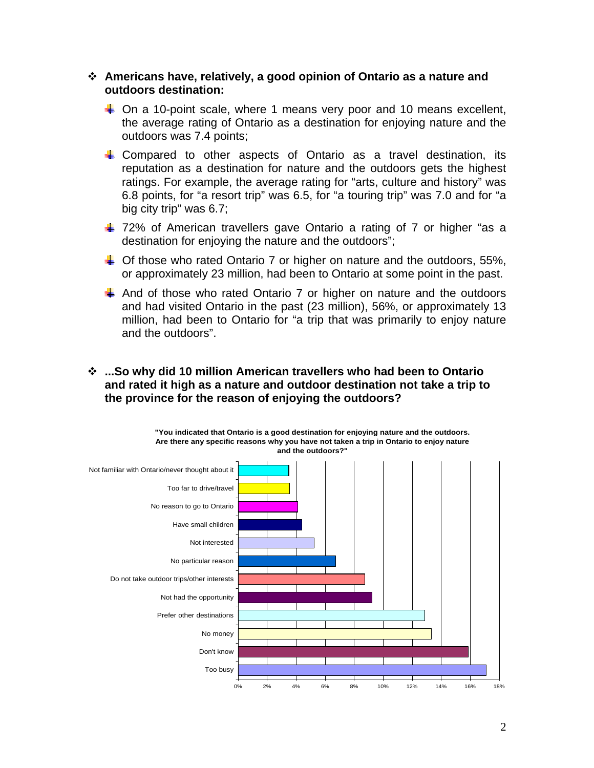- **Americans have, relatively, a good opinion of Ontario as a nature and outdoors destination:**
  - On a 10-point scale, where 1 means very poor and 10 means excellent, the average rating of Ontario as a destination for enjoying nature and the outdoors was 7.4 points;
  - Compared to other aspects of Ontario as a travel destination, its reputation as a destination for nature and the outdoors gets the highest ratings. For example, the average rating for "arts, culture and history" was 6.8 points, for "a resort trip" was 6.5, for "a touring trip" was 7.0 and for "a big city trip" was 6.7;
  - 72% of American travellers gave Ontario a rating of 7 or higher "as a destination for enjoying the nature and the outdoors";
  - Of those who rated Ontario 7 or higher on nature and the outdoors, 55%, or approximately 23 million, had been to Ontario at some point in the past.
  - And of those who rated Ontario 7 or higher on nature and the outdoors and had visited Ontario in the past (23 million), 56%, or approximately 13 million, had been to Ontario for "a trip that was primarily to enjoy nature and the outdoors".

- **...So why did 10 million American travellers who had been to Ontario and rated it high as a nature and outdoor destination not take a trip to the province for the reason of enjoying the outdoors?**

**"You indicated that Ontario is a good destination for enjoying nature and the outdoors. Are there any specific reasons why you have not taken a trip in Ontario to enjoy nature and the outdoors?"**

| Reason | Approx. % |
|---|---|
| Not familiar with Ontario/never thought about it | 3.5% |
| Too far to drive/travel | 3.5% |
| No reason to go to Ontario | 4% |
| Have small children | 4.4% |
| Not interested | 5.2% |
| No particular reason | 6.7% |
| Do not take outdoor trips/other interests | 8.7% |
| Not had the opportunity | 9.2% |
| Prefer other destinations | 12.8% |
| No money | 13.3% |
| Don't know | 15.8% |
| Too busy | 17.1% |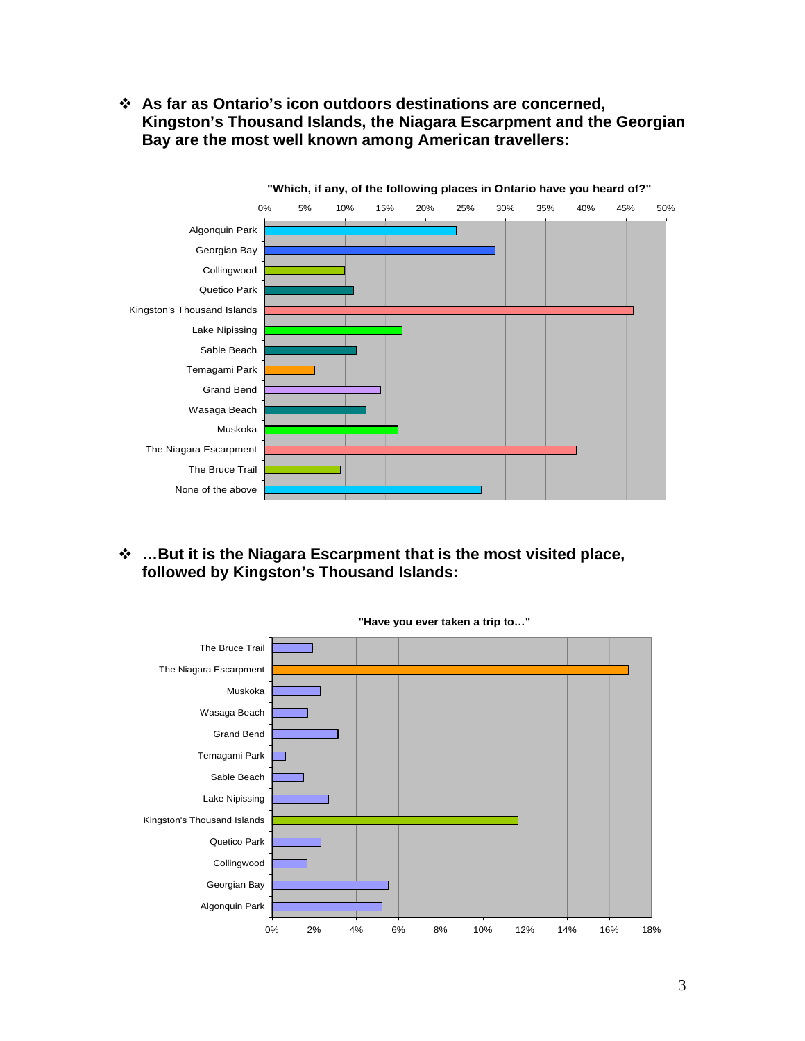- **As far as Ontario's icon outdoors destinations are concerned, Kingston's Thousand Islands, the Niagara Escarpment and the Georgian Bay are the most well known among American travellers:**

**"Which, if any, of the following places in Ontario have you heard of?"**

- **…But it is the Niagara Escarpment that is the most visited place, followed by Kingston's Thousand Islands:**

**"Have you ever taken a trip to…"**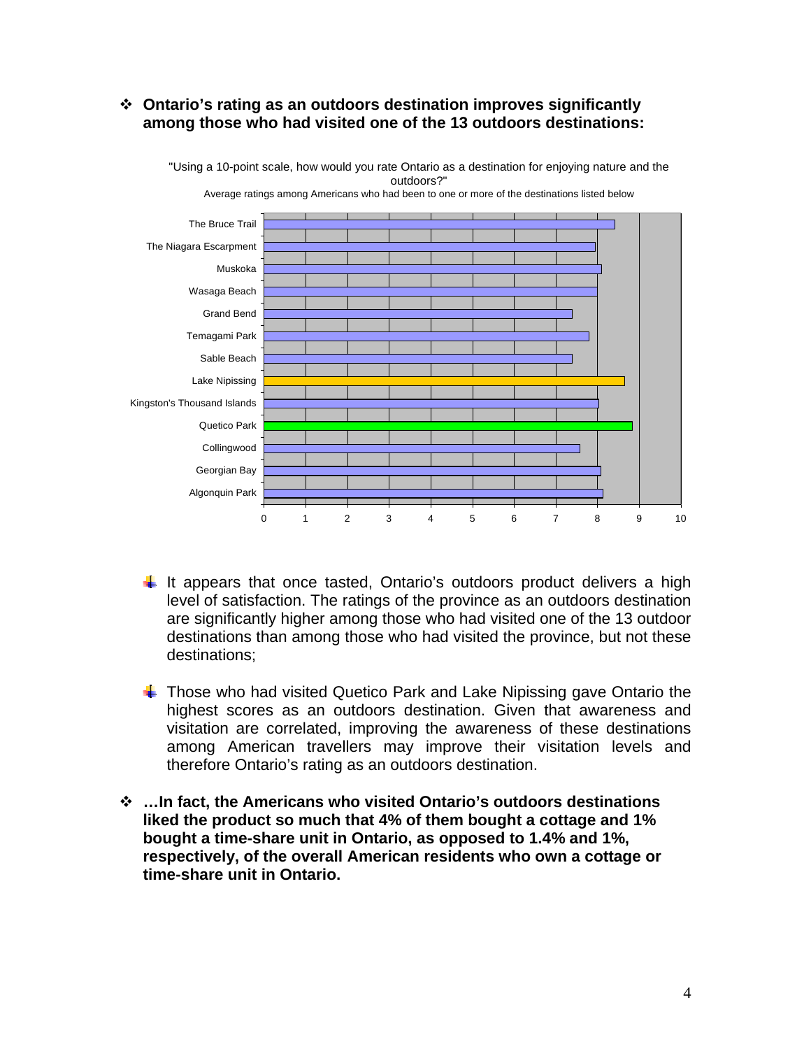- **Ontario's rating as an outdoors destination improves significantly among those who had visited one of the 13 outdoors destinations:**

"Using a 10-point scale, how would you rate Ontario as a destination for enjoying nature and the outdoors?"

Average ratings among Americans who had been to one or more of the destinations listed below

The Bruce Trail
The Niagara Escarpment
Muskoka
Wasaga Beach
Grand Bend
Temagami Park
Sable Beach
Lake Nipissing
Kingston's Thousand Islands
Quetico Park
Collingwood
Georgian Bay
Algonquin Park

0 1 2 3 4 5 6 7 8 9 10

  - It appears that once tasted, Ontario's outdoors product delivers a high level of satisfaction. The ratings of the province as an outdoors destination are significantly higher among those who had visited one of the 13 outdoor destinations than among those who had visited the province, but not these destinations;

  - Those who had visited Quetico Park and Lake Nipissing gave Ontario the highest scores as an outdoors destination. Given that awareness and visitation are correlated, improving the awareness of these destinations among American travellers may improve their visitation levels and therefore Ontario's rating as an outdoors destination.

- **…In fact, the Americans who visited Ontario's outdoors destinations liked the product so much that 4% of them bought a cottage and 1% bought a time-share unit in Ontario, as opposed to 1.4% and 1%, respectively, of the overall American residents who own a cottage or time-share unit in Ontario.**